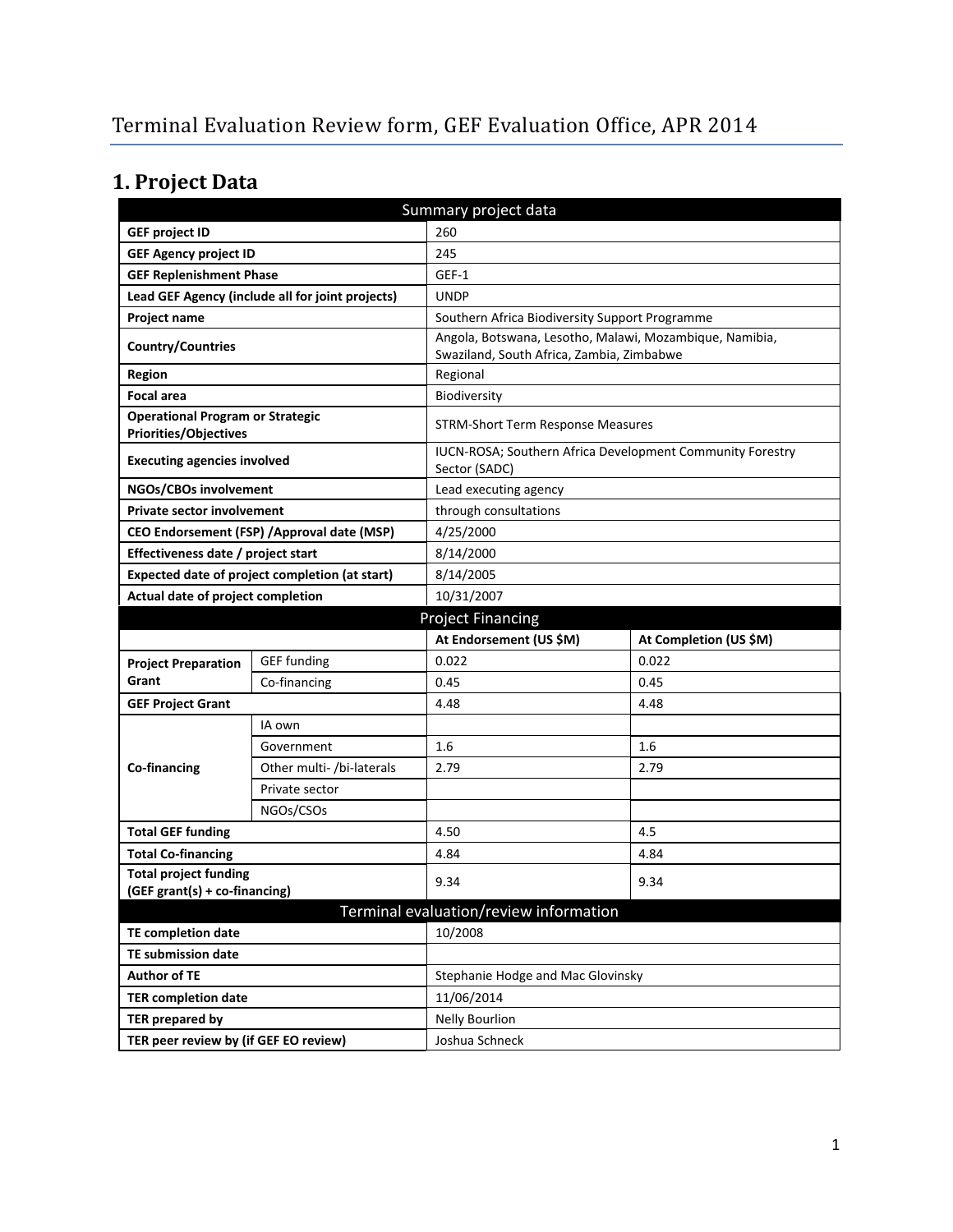# Terminal Evaluation Review form, GEF Evaluation Office, APR 2014

## 1. Project Data

| Summary project data | | | |
|---|---|---|---|
| **GEF project ID** | | 260 | |
| **GEF Agency project ID** | | 245 | |
| **GEF Replenishment Phase** | | GEF-1 | |
| **Lead GEF Agency (include all for joint projects)** | | UNDP | |
| **Project name** | | Southern Africa Biodiversity Support Programme | |
| **Country/Countries** | | Angola, Botswana, Lesotho, Malawi, Mozambique, Namibia, Swaziland, South Africa, Zambia, Zimbabwe | |
| **Region** | | Regional | |
| **Focal area** | | Biodiversity | |
| **Operational Program or Strategic Priorities/Objectives** | | STRM-Short Term Response Measures | |
| **Executing agencies involved** | | IUCN-ROSA; Southern Africa Development Community Forestry Sector (SADC) | |
| **NGOs/CBOs involvement** | | Lead executing agency | |
| **Private sector involvement** | | through consultations | |
| **CEO Endorsement (FSP) /Approval date (MSP)** | | 4/25/2000 | |
| **Effectiveness date / project start** | | 8/14/2000 | |
| **Expected date of project completion (at start)** | | 8/14/2005 | |
| **Actual date of project completion** | | 10/31/2007 | |
| **Project Financing** | | | |
| | | **At Endorsement (US $M)** | **At Completion (US $M)** |
| **Project Preparation Grant** | GEF funding | 0.022 | 0.022 |
| | Co-financing | 0.45 | 0.45 |
| **GEF Project Grant** | | 4.48 | 4.48 |
| **Co-financing** | IA own | | |
| | Government | 1.6 | 1.6 |
| | Other multi- /bi-laterals | 2.79 | 2.79 |
| | Private sector | | |
| | NGOs/CSOs | | |
| **Total GEF funding** | | 4.50 | 4.5 |
| **Total Co-financing** | | 4.84 | 4.84 |
| **Total project funding (GEF grant(s) + co-financing)** | | 9.34 | 9.34 |
| **Terminal evaluation/review information** | | | |
| **TE completion date** | | 10/2008 | |
| **TE submission date** | | | |
| **Author of TE** | | Stephanie Hodge and Mac Glovinsky | |
| **TER completion date** | | 11/06/2014 | |
| **TER prepared by** | | Nelly Bourlion | |
| **TER peer review by (if GEF EO review)** | | Joshua Schneck | |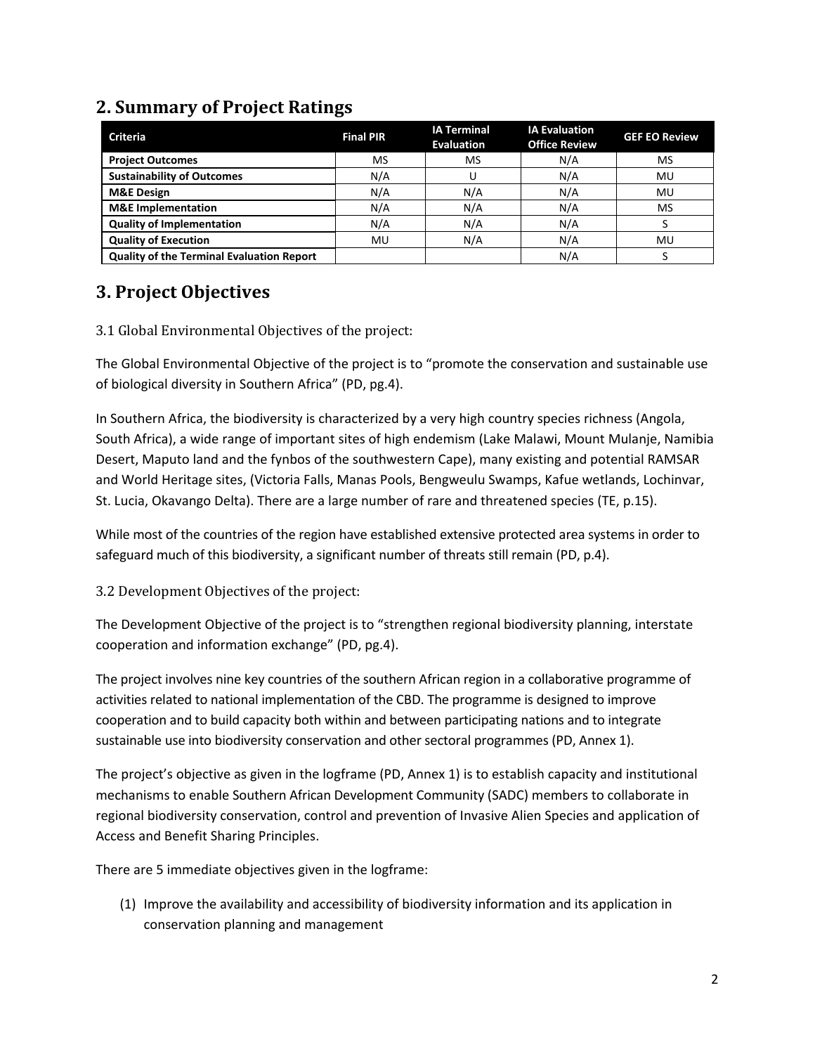## 2. Summary of Project Ratings

| Criteria | Final PIR | IA Terminal Evaluation | IA Evaluation Office Review | GEF EO Review |
|---|---|---|---|---|
| **Project Outcomes** | MS | MS | N/A | MS |
| **Sustainability of Outcomes** | N/A | U | N/A | MU |
| **M&E Design** | N/A | N/A | N/A | MU |
| **M&E Implementation** | N/A | N/A | N/A | MS |
| **Quality of Implementation** | N/A | N/A | N/A | S |
| **Quality of Execution** | MU | N/A | N/A | MU |
| **Quality of the Terminal Evaluation Report** | | | N/A | S |

## 3. Project Objectives

### 3.1 Global Environmental Objectives of the project:

The Global Environmental Objective of the project is to "promote the conservation and sustainable use of biological diversity in Southern Africa" (PD, pg.4).

In Southern Africa, the biodiversity is characterized by a very high country species richness (Angola, South Africa), a wide range of important sites of high endemism (Lake Malawi, Mount Mulanje, Namibia Desert, Maputo land and the fynbos of the southwestern Cape), many existing and potential RAMSAR and World Heritage sites, (Victoria Falls, Manas Pools, Bengweulu Swamps, Kafue wetlands, Lochinvar, St. Lucia, Okavango Delta). There are a large number of rare and threatened species (TE, p.15).

While most of the countries of the region have established extensive protected area systems in order to safeguard much of this biodiversity, a significant number of threats still remain (PD, p.4).

### 3.2 Development Objectives of the project:

The Development Objective of the project is to "strengthen regional biodiversity planning, interstate cooperation and information exchange" (PD, pg.4).

The project involves nine key countries of the southern African region in a collaborative programme of activities related to national implementation of the CBD. The programme is designed to improve cooperation and to build capacity both within and between participating nations and to integrate sustainable use into biodiversity conservation and other sectoral programmes (PD, Annex 1).

The project's objective as given in the logframe (PD, Annex 1) is to establish capacity and institutional mechanisms to enable Southern African Development Community (SADC) members to collaborate in regional biodiversity conservation, control and prevention of Invasive Alien Species and application of Access and Benefit Sharing Principles.

There are 5 immediate objectives given in the logframe:

(1) Improve the availability and accessibility of biodiversity information and its application in conservation planning and management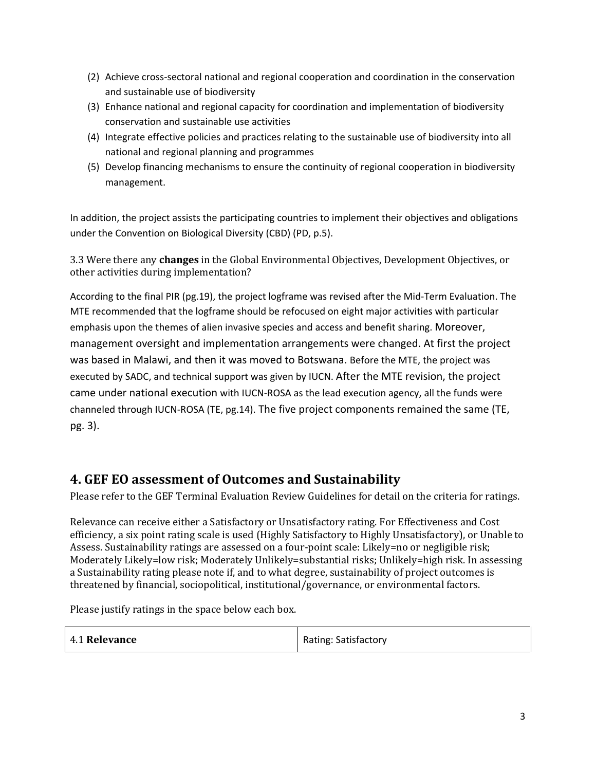(2) Achieve cross-sectoral national and regional cooperation and coordination in the conservation and sustainable use of biodiversity
(3) Enhance national and regional capacity for coordination and implementation of biodiversity conservation and sustainable use activities
(4) Integrate effective policies and practices relating to the sustainable use of biodiversity into all national and regional planning and programmes
(5) Develop financing mechanisms to ensure the continuity of regional cooperation in biodiversity management.

In addition, the project assists the participating countries to implement their objectives and obligations under the Convention on Biological Diversity (CBD) (PD, p.5).

3.3 Were there any **changes** in the Global Environmental Objectives, Development Objectives, or other activities during implementation?

According to the final PIR (pg.19), the project logframe was revised after the Mid-Term Evaluation. The MTE recommended that the logframe should be refocused on eight major activities with particular emphasis upon the themes of alien invasive species and access and benefit sharing. Moreover, management oversight and implementation arrangements were changed. At first the project was based in Malawi, and then it was moved to Botswana. Before the MTE, the project was executed by SADC, and technical support was given by IUCN. After the MTE revision, the project came under national execution with IUCN-ROSA as the lead execution agency, all the funds were channeled through IUCN-ROSA (TE, pg.14). The five project components remained the same (TE, pg. 3).

## 4. GEF EO assessment of Outcomes and Sustainability

Please refer to the GEF Terminal Evaluation Review Guidelines for detail on the criteria for ratings.

Relevance can receive either a Satisfactory or Unsatisfactory rating. For Effectiveness and Cost efficiency, a six point rating scale is used (Highly Satisfactory to Highly Unsatisfactory), or Unable to Assess. Sustainability ratings are assessed on a four-point scale: Likely=no or negligible risk; Moderately Likely=low risk; Moderately Unlikely=substantial risks; Unlikely=high risk. In assessing a Sustainability rating please note if, and to what degree, sustainability of project outcomes is threatened by financial, sociopolitical, institutional/governance, or environmental factors.

Please justify ratings in the space below each box.

| 4.1 **Relevance** | Rating: Satisfactory |
|---|---|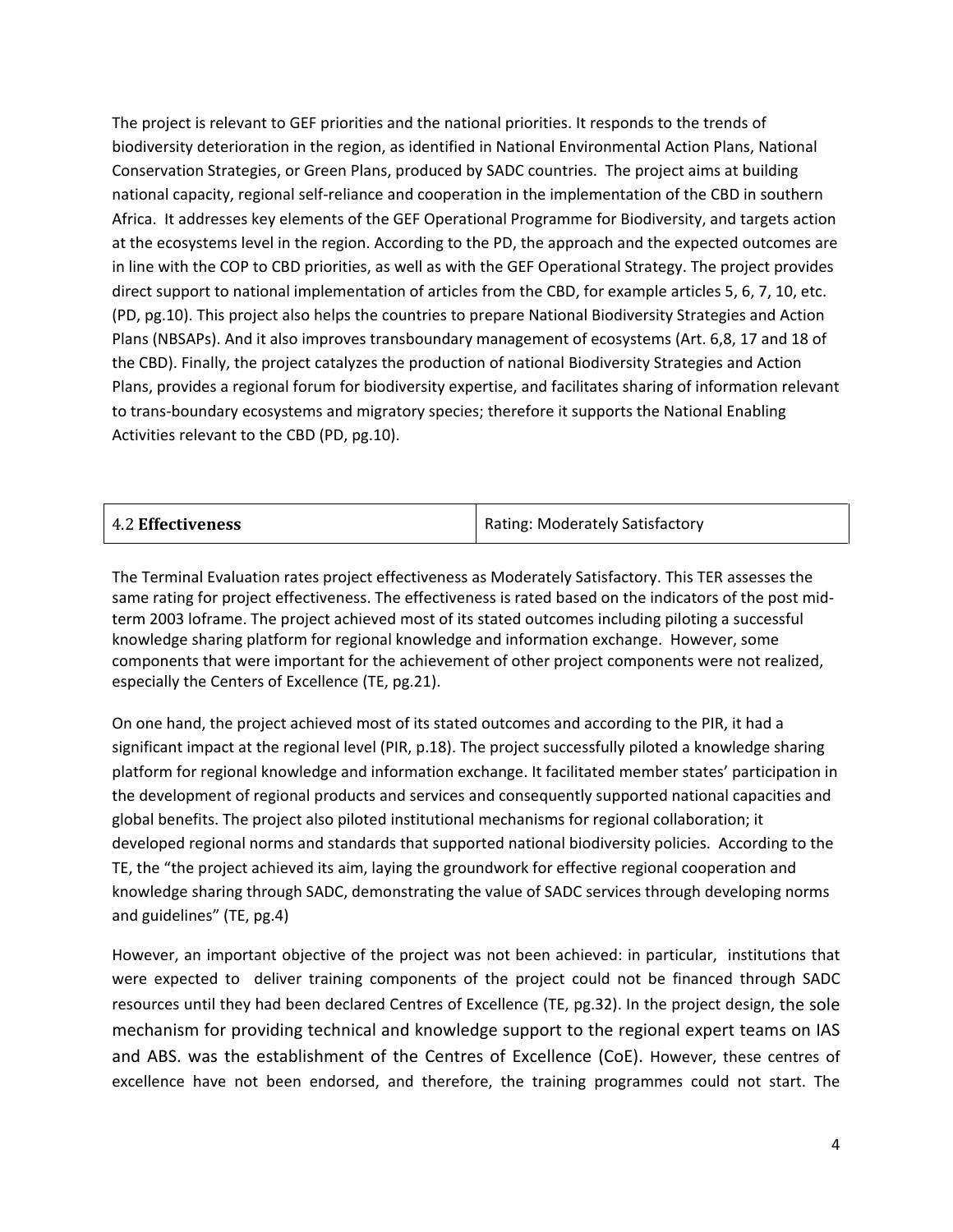The project is relevant to GEF priorities and the national priorities. It responds to the trends of biodiversity deterioration in the region, as identified in National Environmental Action Plans, National Conservation Strategies, or Green Plans, produced by SADC countries. The project aims at building national capacity, regional self-reliance and cooperation in the implementation of the CBD in southern Africa. It addresses key elements of the GEF Operational Programme for Biodiversity, and targets action at the ecosystems level in the region. According to the PD, the approach and the expected outcomes are in line with the COP to CBD priorities, as well as with the GEF Operational Strategy. The project provides direct support to national implementation of articles from the CBD, for example articles 5, 6, 7, 10, etc. (PD, pg.10). This project also helps the countries to prepare National Biodiversity Strategies and Action Plans (NBSAPs). And it also improves transboundary management of ecosystems (Art. 6,8, 17 and 18 of the CBD). Finally, the project catalyzes the production of national Biodiversity Strategies and Action Plans, provides a regional forum for biodiversity expertise, and facilitates sharing of information relevant to trans-boundary ecosystems and migratory species; therefore it supports the National Enabling Activities relevant to the CBD (PD, pg.10).

| 4.2 **Effectiveness** | Rating: Moderately Satisfactory |
|---|---|

The Terminal Evaluation rates project effectiveness as Moderately Satisfactory. This TER assesses the same rating for project effectiveness. The effectiveness is rated based on the indicators of the post mid-term 2003 loframe. The project achieved most of its stated outcomes including piloting a successful knowledge sharing platform for regional knowledge and information exchange. However, some components that were important for the achievement of other project components were not realized, especially the Centers of Excellence (TE, pg.21).

On one hand, the project achieved most of its stated outcomes and according to the PIR, it had a significant impact at the regional level (PIR, p.18). The project successfully piloted a knowledge sharing platform for regional knowledge and information exchange. It facilitated member states' participation in the development of regional products and services and consequently supported national capacities and global benefits. The project also piloted institutional mechanisms for regional collaboration; it developed regional norms and standards that supported national biodiversity policies. According to the TE, the "the project achieved its aim, laying the groundwork for effective regional cooperation and knowledge sharing through SADC, demonstrating the value of SADC services through developing norms and guidelines" (TE, pg.4)

However, an important objective of the project was not been achieved: in particular, institutions that were expected to deliver training components of the project could not be financed through SADC resources until they had been declared Centres of Excellence (TE, pg.32). In the project design, the sole mechanism for providing technical and knowledge support to the regional expert teams on IAS and ABS. was the establishment of the Centres of Excellence (CoE). However, these centres of excellence have not been endorsed, and therefore, the training programmes could not start. The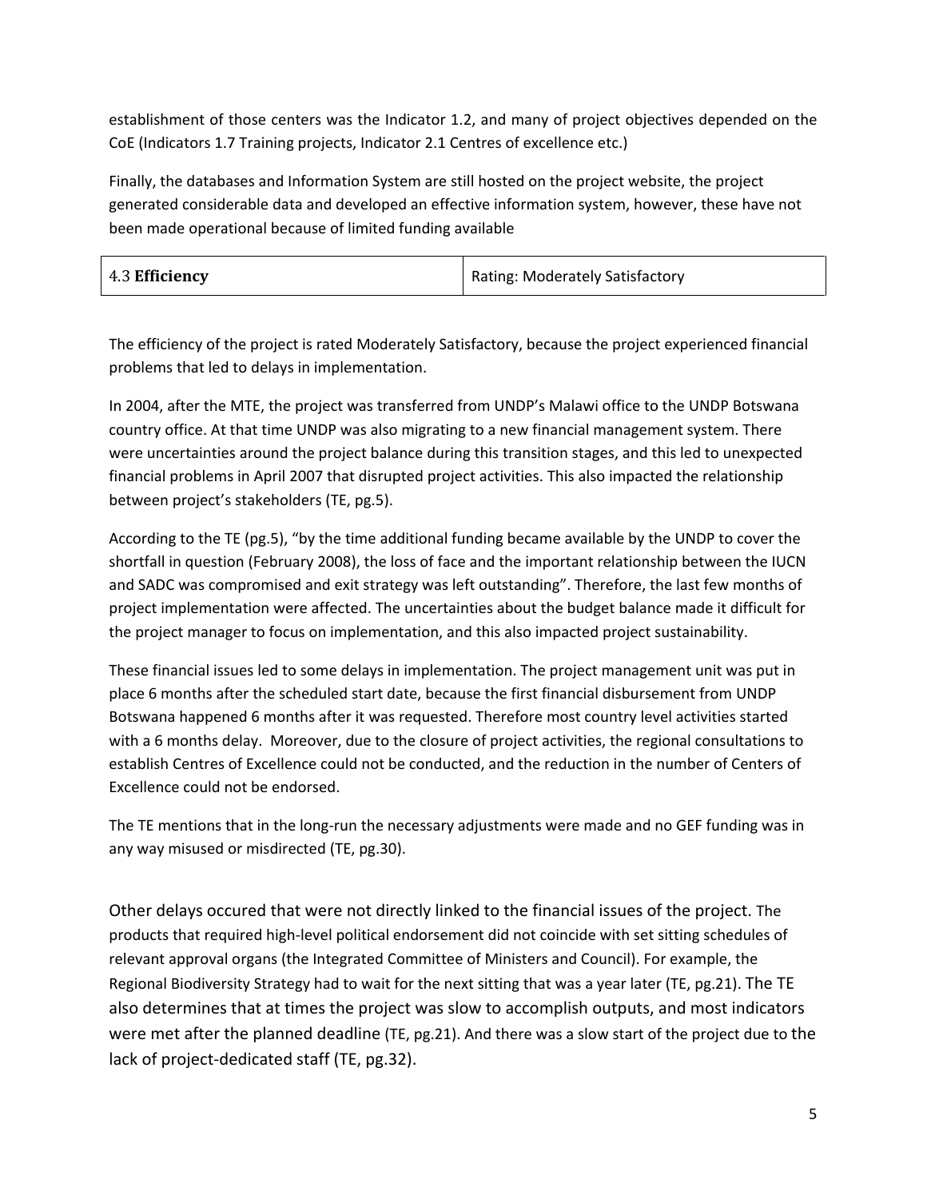establishment of those centers was the Indicator 1.2, and many of project objectives depended on the CoE (Indicators 1.7 Training projects, Indicator 2.1 Centres of excellence etc.)

Finally, the databases and Information System are still hosted on the project website, the project generated considerable data and developed an effective information system, however, these have not been made operational because of limited funding available

| 4.3 **Efficiency** | Rating: Moderately Satisfactory |
|---|---|

The efficiency of the project is rated Moderately Satisfactory, because the project experienced financial problems that led to delays in implementation.

In 2004, after the MTE, the project was transferred from UNDP's Malawi office to the UNDP Botswana country office. At that time UNDP was also migrating to a new financial management system. There were uncertainties around the project balance during this transition stages, and this led to unexpected financial problems in April 2007 that disrupted project activities. This also impacted the relationship between project's stakeholders (TE, pg.5).

According to the TE (pg.5), "by the time additional funding became available by the UNDP to cover the shortfall in question (February 2008), the loss of face and the important relationship between the IUCN and SADC was compromised and exit strategy was left outstanding". Therefore, the last few months of project implementation were affected. The uncertainties about the budget balance made it difficult for the project manager to focus on implementation, and this also impacted project sustainability.

These financial issues led to some delays in implementation. The project management unit was put in place 6 months after the scheduled start date, because the first financial disbursement from UNDP Botswana happened 6 months after it was requested. Therefore most country level activities started with a 6 months delay. Moreover, due to the closure of project activities, the regional consultations to establish Centres of Excellence could not be conducted, and the reduction in the number of Centers of Excellence could not be endorsed.

The TE mentions that in the long-run the necessary adjustments were made and no GEF funding was in any way misused or misdirected (TE, pg.30).

Other delays occured that were not directly linked to the financial issues of the project. The products that required high-level political endorsement did not coincide with set sitting schedules of relevant approval organs (the Integrated Committee of Ministers and Council). For example, the Regional Biodiversity Strategy had to wait for the next sitting that was a year later (TE, pg.21). The TE also determines that at times the project was slow to accomplish outputs, and most indicators were met after the planned deadline (TE, pg.21). And there was a slow start of the project due to the lack of project-dedicated staff (TE, pg.32).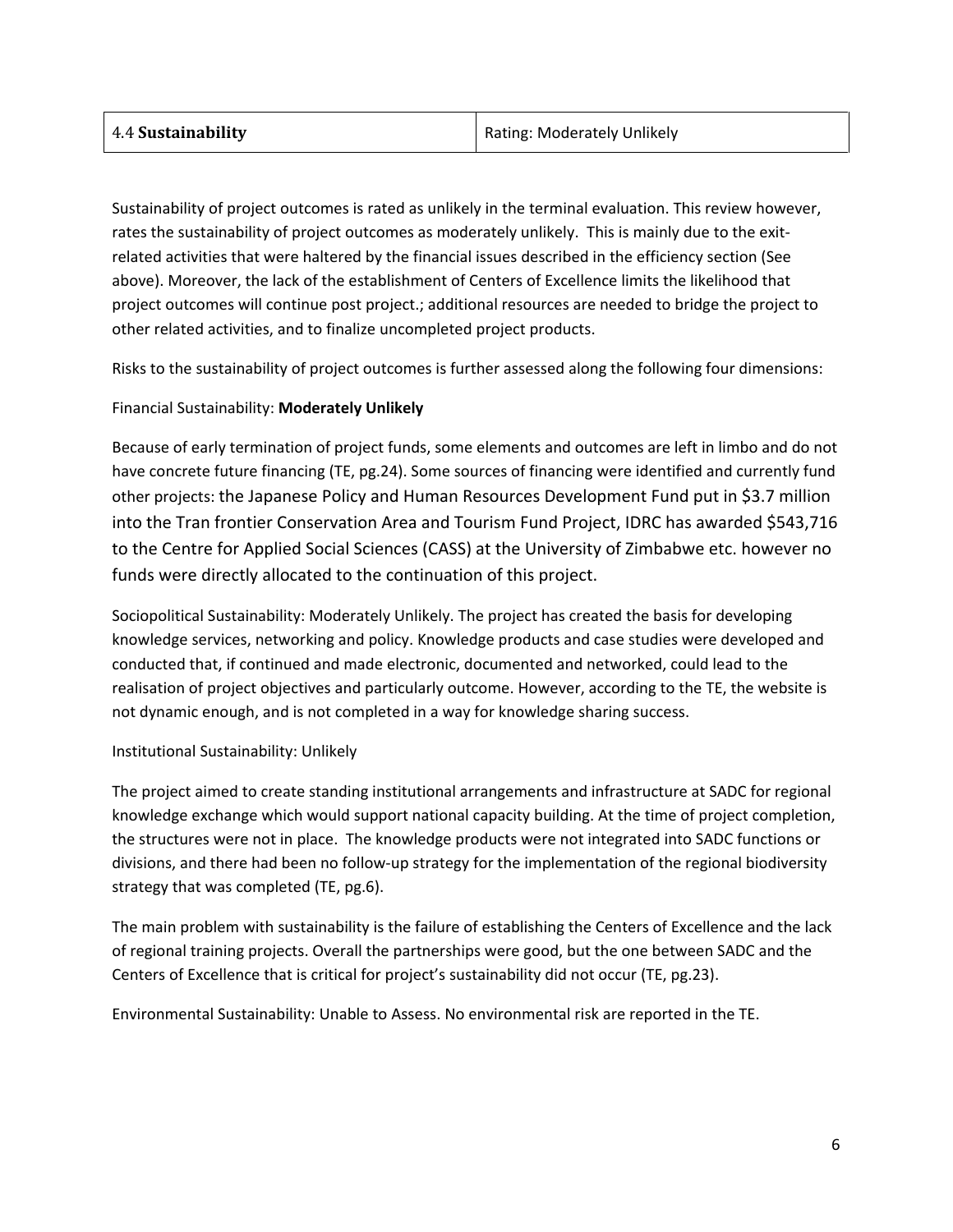| 4.4 **Sustainability** | Rating: Moderately Unlikely |
|---|---|

Sustainability of project outcomes is rated as unlikely in the terminal evaluation. This review however, rates the sustainability of project outcomes as moderately unlikely. This is mainly due to the exit-related activities that were haltered by the financial issues described in the efficiency section (See above). Moreover, the lack of the establishment of Centers of Excellence limits the likelihood that project outcomes will continue post project.; additional resources are needed to bridge the project to other related activities, and to finalize uncompleted project products.

Risks to the sustainability of project outcomes is further assessed along the following four dimensions:

Financial Sustainability: **Moderately Unlikely**

Because of early termination of project funds, some elements and outcomes are left in limbo and do not have concrete future financing (TE, pg.24). Some sources of financing were identified and currently fund other projects: the Japanese Policy and Human Resources Development Fund put in $3.7 million into the Tran frontier Conservation Area and Tourism Fund Project, IDRC has awarded $543,716 to the Centre for Applied Social Sciences (CASS) at the University of Zimbabwe etc. however no funds were directly allocated to the continuation of this project.

Sociopolitical Sustainability: Moderately Unlikely. The project has created the basis for developing knowledge services, networking and policy. Knowledge products and case studies were developed and conducted that, if continued and made electronic, documented and networked, could lead to the realisation of project objectives and particularly outcome. However, according to the TE, the website is not dynamic enough, and is not completed in a way for knowledge sharing success.

Institutional Sustainability: Unlikely

The project aimed to create standing institutional arrangements and infrastructure at SADC for regional knowledge exchange which would support national capacity building. At the time of project completion, the structures were not in place. The knowledge products were not integrated into SADC functions or divisions, and there had been no follow-up strategy for the implementation of the regional biodiversity strategy that was completed (TE, pg.6).

The main problem with sustainability is the failure of establishing the Centers of Excellence and the lack of regional training projects. Overall the partnerships were good, but the one between SADC and the Centers of Excellence that is critical for project's sustainability did not occur (TE, pg.23).

Environmental Sustainability: Unable to Assess. No environmental risk are reported in the TE.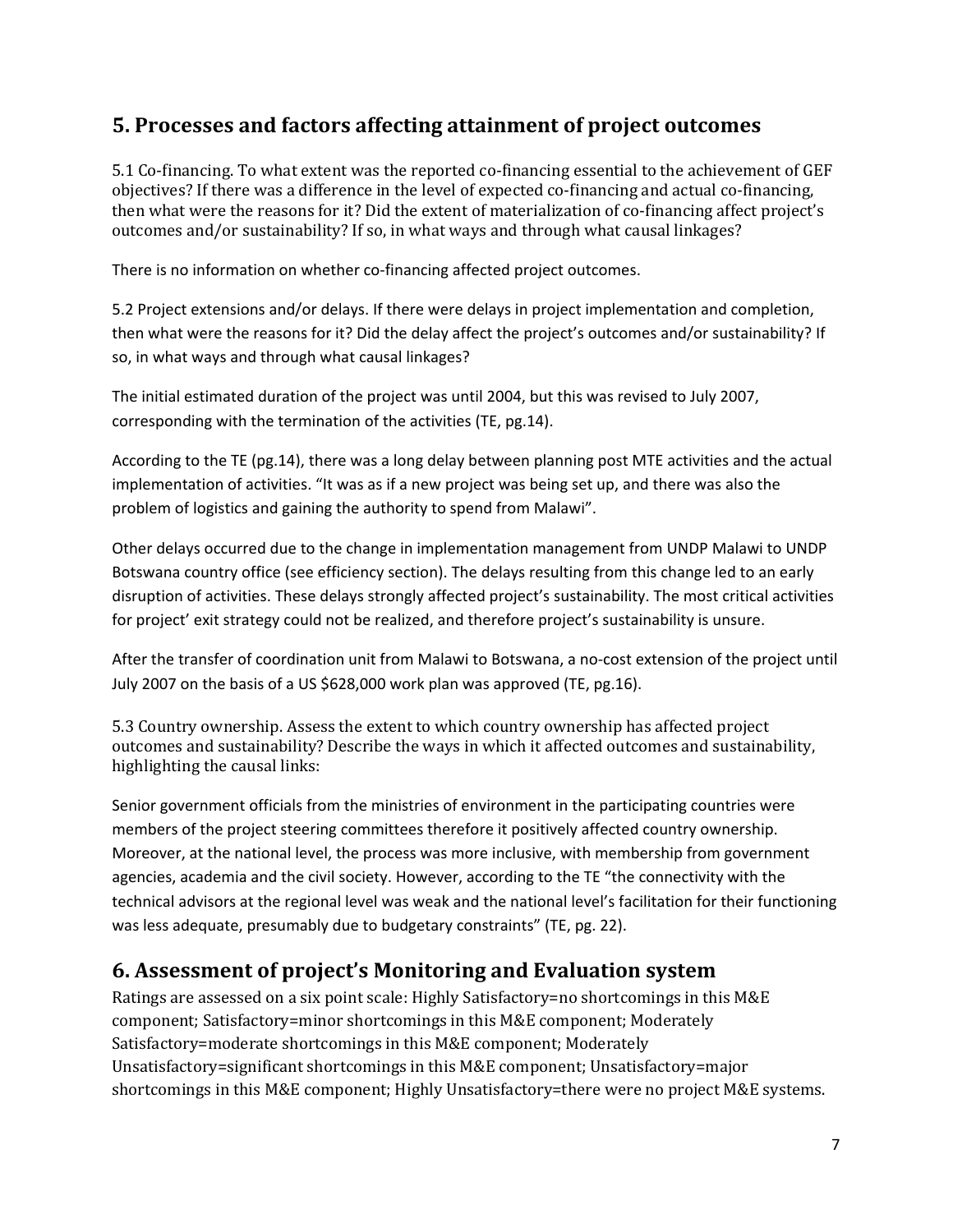## 5. Processes and factors affecting attainment of project outcomes

5.1 Co-financing. To what extent was the reported co-financing essential to the achievement of GEF objectives? If there was a difference in the level of expected co-financing and actual co-financing, then what were the reasons for it? Did the extent of materialization of co-financing affect project's outcomes and/or sustainability? If so, in what ways and through what causal linkages?

There is no information on whether co-financing affected project outcomes.

5.2 Project extensions and/or delays. If there were delays in project implementation and completion, then what were the reasons for it? Did the delay affect the project's outcomes and/or sustainability? If so, in what ways and through what causal linkages?

The initial estimated duration of the project was until 2004, but this was revised to July 2007, corresponding with the termination of the activities (TE, pg.14).

According to the TE (pg.14), there was a long delay between planning post MTE activities and the actual implementation of activities. "It was as if a new project was being set up, and there was also the problem of logistics and gaining the authority to spend from Malawi".

Other delays occurred due to the change in implementation management from UNDP Malawi to UNDP Botswana country office (see efficiency section). The delays resulting from this change led to an early disruption of activities. These delays strongly affected project's sustainability. The most critical activities for project' exit strategy could not be realized, and therefore project's sustainability is unsure.

After the transfer of coordination unit from Malawi to Botswana, a no-cost extension of the project until July 2007 on the basis of a US $628,000 work plan was approved (TE, pg.16).

5.3 Country ownership. Assess the extent to which country ownership has affected project outcomes and sustainability? Describe the ways in which it affected outcomes and sustainability, highlighting the causal links:

Senior government officials from the ministries of environment in the participating countries were members of the project steering committees therefore it positively affected country ownership. Moreover, at the national level, the process was more inclusive, with membership from government agencies, academia and the civil society. However, according to the TE "the connectivity with the technical advisors at the regional level was weak and the national level's facilitation for their functioning was less adequate, presumably due to budgetary constraints" (TE, pg. 22).

## 6. Assessment of project's Monitoring and Evaluation system

Ratings are assessed on a six point scale: Highly Satisfactory=no shortcomings in this M&E component; Satisfactory=minor shortcomings in this M&E component; Moderately Satisfactory=moderate shortcomings in this M&E component; Moderately Unsatisfactory=significant shortcomings in this M&E component; Unsatisfactory=major shortcomings in this M&E component; Highly Unsatisfactory=there were no project M&E systems.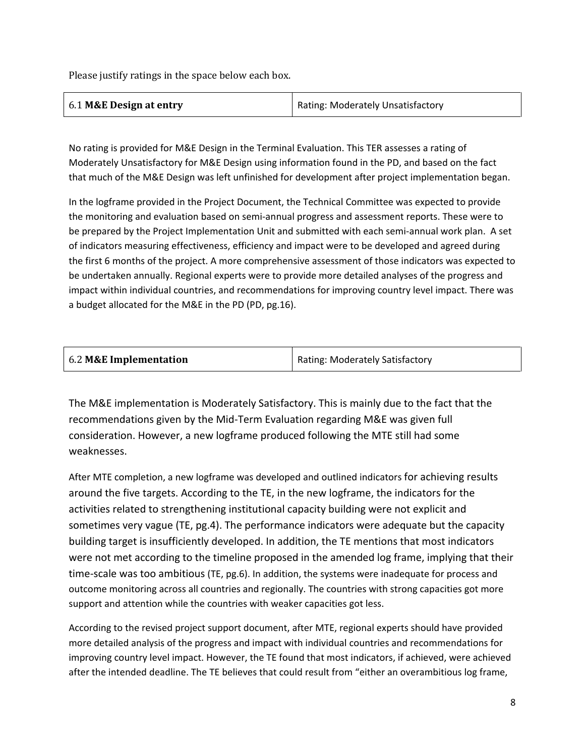Please justify ratings in the space below each box.

| 6.1 **M&E Design at entry** | Rating: Moderately Unsatisfactory |
|---|---|

No rating is provided for M&E Design in the Terminal Evaluation. This TER assesses a rating of Moderately Unsatisfactory for M&E Design using information found in the PD, and based on the fact that much of the M&E Design was left unfinished for development after project implementation began.

In the logframe provided in the Project Document, the Technical Committee was expected to provide the monitoring and evaluation based on semi-annual progress and assessment reports. These were to be prepared by the Project Implementation Unit and submitted with each semi-annual work plan. A set of indicators measuring effectiveness, efficiency and impact were to be developed and agreed during the first 6 months of the project. A more comprehensive assessment of those indicators was expected to be undertaken annually. Regional experts were to provide more detailed analyses of the progress and impact within individual countries, and recommendations for improving country level impact. There was a budget allocated for the M&E in the PD (PD, pg.16).

| 6.2 **M&E Implementation** | Rating: Moderately Satisfactory |
|---|---|

The M&E implementation is Moderately Satisfactory. This is mainly due to the fact that the recommendations given by the Mid-Term Evaluation regarding M&E was given full consideration. However, a new logframe produced following the MTE still had some weaknesses.

After MTE completion, a new logframe was developed and outlined indicators for achieving results around the five targets. According to the TE, in the new logframe, the indicators for the activities related to strengthening institutional capacity building were not explicit and sometimes very vague (TE, pg.4). The performance indicators were adequate but the capacity building target is insufficiently developed. In addition, the TE mentions that most indicators were not met according to the timeline proposed in the amended log frame, implying that their time-scale was too ambitious (TE, pg.6). In addition, the systems were inadequate for process and outcome monitoring across all countries and regionally. The countries with strong capacities got more support and attention while the countries with weaker capacities got less.

According to the revised project support document, after MTE, regional experts should have provided more detailed analysis of the progress and impact with individual countries and recommendations for improving country level impact. However, the TE found that most indicators, if achieved, were achieved after the intended deadline. The TE believes that could result from "either an overambitious log frame,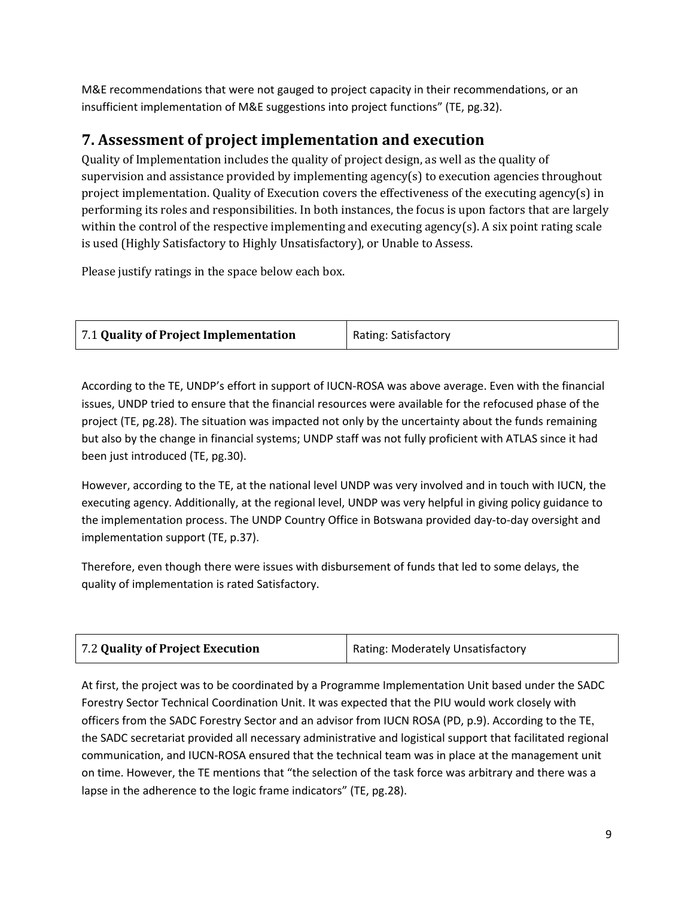M&E recommendations that were not gauged to project capacity in their recommendations, or an insufficient implementation of M&E suggestions into project functions" (TE, pg.32).

## 7. Assessment of project implementation and execution

Quality of Implementation includes the quality of project design, as well as the quality of supervision and assistance provided by implementing agency(s) to execution agencies throughout project implementation. Quality of Execution covers the effectiveness of the executing agency(s) in performing its roles and responsibilities. In both instances, the focus is upon factors that are largely within the control of the respective implementing and executing agency(s). A six point rating scale is used (Highly Satisfactory to Highly Unsatisfactory), or Unable to Assess.

Please justify ratings in the space below each box.

| 7.1 **Quality of Project Implementation** | Rating: Satisfactory |
|---|---|

According to the TE, UNDP's effort in support of IUCN-ROSA was above average. Even with the financial issues, UNDP tried to ensure that the financial resources were available for the refocused phase of the project (TE, pg.28). The situation was impacted not only by the uncertainty about the funds remaining but also by the change in financial systems; UNDP staff was not fully proficient with ATLAS since it had been just introduced (TE, pg.30).

However, according to the TE, at the national level UNDP was very involved and in touch with IUCN, the executing agency. Additionally, at the regional level, UNDP was very helpful in giving policy guidance to the implementation process. The UNDP Country Office in Botswana provided day-to-day oversight and implementation support (TE, p.37).

Therefore, even though there were issues with disbursement of funds that led to some delays, the quality of implementation is rated Satisfactory.

| 7.2 **Quality of Project Execution** | Rating: Moderately Unsatisfactory |
|---|---|

At first, the project was to be coordinated by a Programme Implementation Unit based under the SADC Forestry Sector Technical Coordination Unit. It was expected that the PIU would work closely with officers from the SADC Forestry Sector and an advisor from IUCN ROSA (PD, p.9). According to the TE, the SADC secretariat provided all necessary administrative and logistical support that facilitated regional communication, and IUCN-ROSA ensured that the technical team was in place at the management unit on time. However, the TE mentions that "the selection of the task force was arbitrary and there was a lapse in the adherence to the logic frame indicators" (TE, pg.28).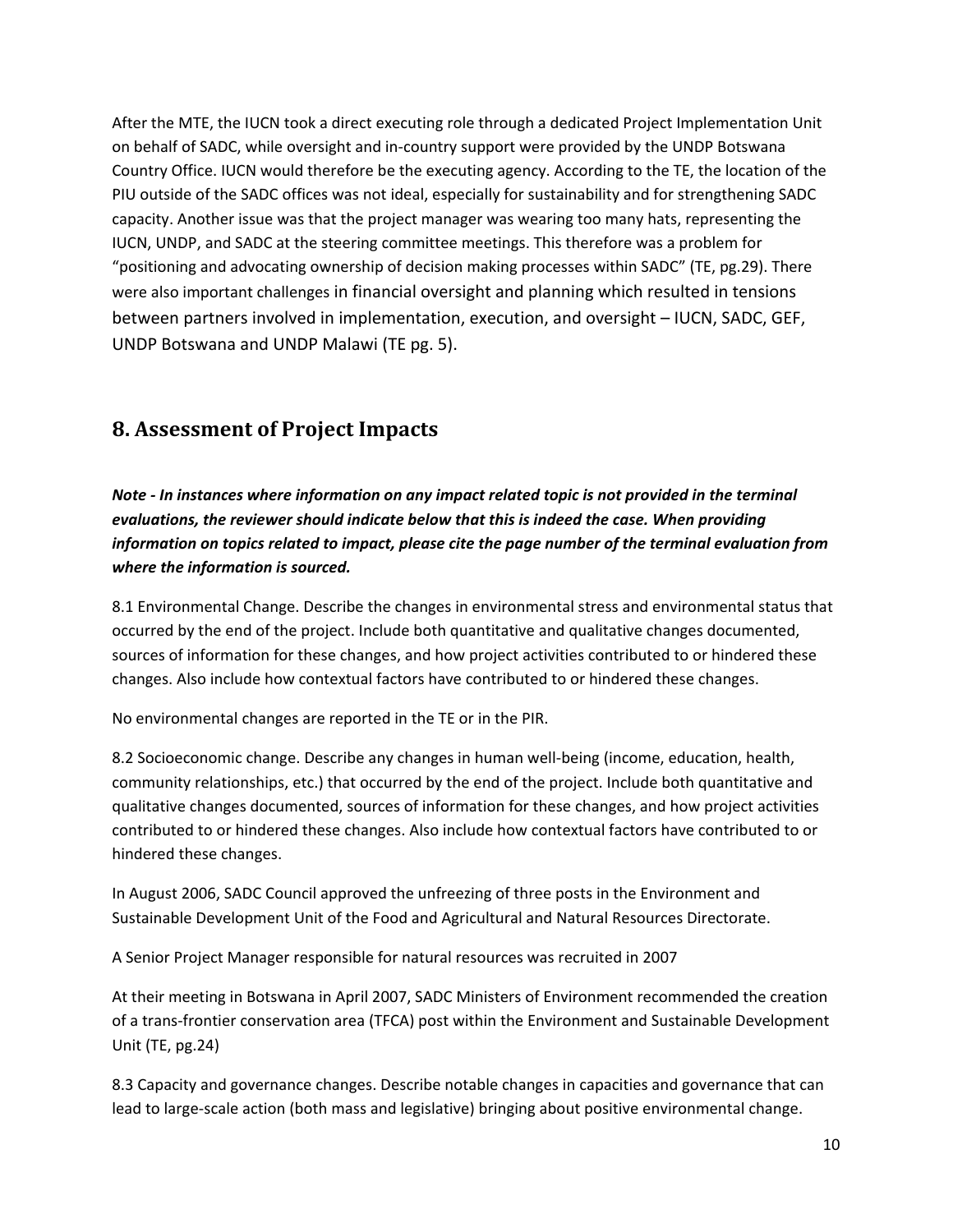After the MTE, the IUCN took a direct executing role through a dedicated Project Implementation Unit on behalf of SADC, while oversight and in-country support were provided by the UNDP Botswana Country Office. IUCN would therefore be the executing agency. According to the TE, the location of the PIU outside of the SADC offices was not ideal, especially for sustainability and for strengthening SADC capacity. Another issue was that the project manager was wearing too many hats, representing the IUCN, UNDP, and SADC at the steering committee meetings. This therefore was a problem for "positioning and advocating ownership of decision making processes within SADC" (TE, pg.29). There were also important challenges in financial oversight and planning which resulted in tensions between partners involved in implementation, execution, and oversight – IUCN, SADC, GEF, UNDP Botswana and UNDP Malawi (TE pg. 5).

## 8. Assessment of Project Impacts

***Note - In instances where information on any impact related topic is not provided in the terminal evaluations, the reviewer should indicate below that this is indeed the case. When providing information on topics related to impact, please cite the page number of the terminal evaluation from where the information is sourced.***

8.1 Environmental Change. Describe the changes in environmental stress and environmental status that occurred by the end of the project. Include both quantitative and qualitative changes documented, sources of information for these changes, and how project activities contributed to or hindered these changes. Also include how contextual factors have contributed to or hindered these changes.

No environmental changes are reported in the TE or in the PIR.

8.2 Socioeconomic change. Describe any changes in human well-being (income, education, health, community relationships, etc.) that occurred by the end of the project. Include both quantitative and qualitative changes documented, sources of information for these changes, and how project activities contributed to or hindered these changes. Also include how contextual factors have contributed to or hindered these changes.

In August 2006, SADC Council approved the unfreezing of three posts in the Environment and Sustainable Development Unit of the Food and Agricultural and Natural Resources Directorate.

A Senior Project Manager responsible for natural resources was recruited in 2007

At their meeting in Botswana in April 2007, SADC Ministers of Environment recommended the creation of a trans-frontier conservation area (TFCA) post within the Environment and Sustainable Development Unit (TE, pg.24)

8.3 Capacity and governance changes. Describe notable changes in capacities and governance that can lead to large-scale action (both mass and legislative) bringing about positive environmental change.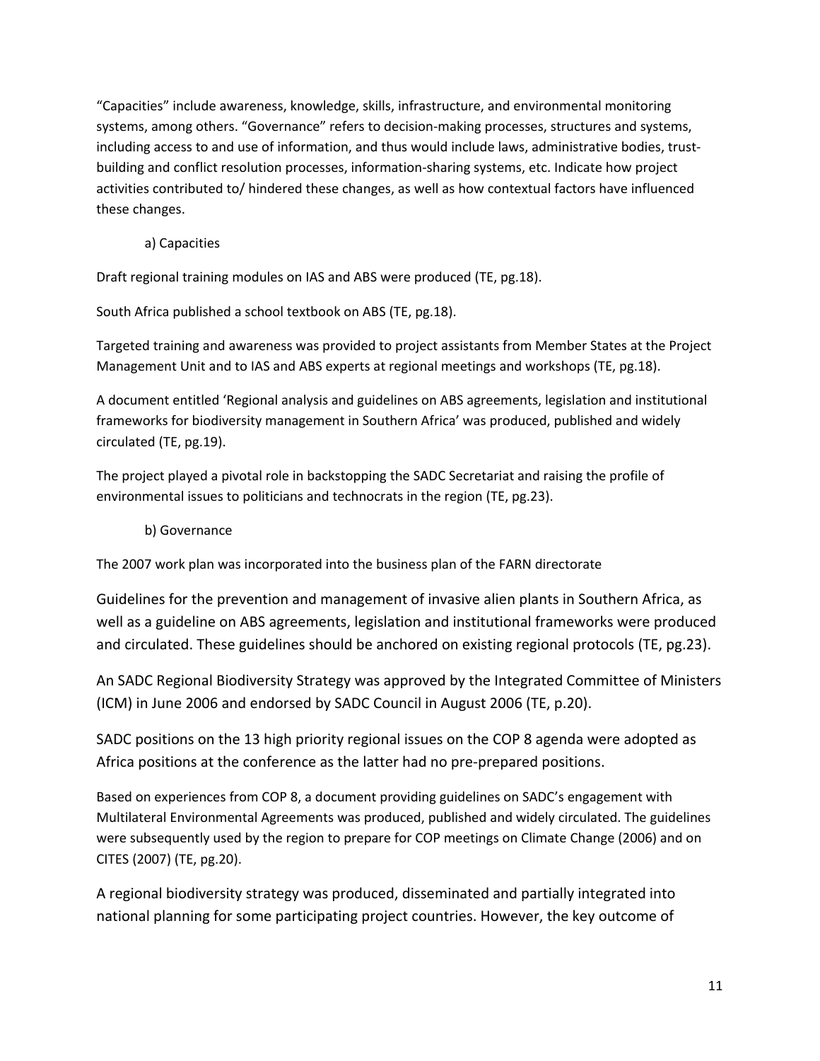"Capacities" include awareness, knowledge, skills, infrastructure, and environmental monitoring systems, among others. "Governance" refers to decision-making processes, structures and systems, including access to and use of information, and thus would include laws, administrative bodies, trust-building and conflict resolution processes, information-sharing systems, etc. Indicate how project activities contributed to/ hindered these changes, as well as how contextual factors have influenced these changes.

a) Capacities

Draft regional training modules on IAS and ABS were produced (TE, pg.18).

South Africa published a school textbook on ABS (TE, pg.18).

Targeted training and awareness was provided to project assistants from Member States at the Project Management Unit and to IAS and ABS experts at regional meetings and workshops (TE, pg.18).

A document entitled 'Regional analysis and guidelines on ABS agreements, legislation and institutional frameworks for biodiversity management in Southern Africa' was produced, published and widely circulated (TE, pg.19).

The project played a pivotal role in backstopping the SADC Secretariat and raising the profile of environmental issues to politicians and technocrats in the region (TE, pg.23).

b) Governance

The 2007 work plan was incorporated into the business plan of the FARN directorate

Guidelines for the prevention and management of invasive alien plants in Southern Africa, as well as a guideline on ABS agreements, legislation and institutional frameworks were produced and circulated. These guidelines should be anchored on existing regional protocols (TE, pg.23).

An SADC Regional Biodiversity Strategy was approved by the Integrated Committee of Ministers (ICM) in June 2006 and endorsed by SADC Council in August 2006 (TE, p.20).

SADC positions on the 13 high priority regional issues on the COP 8 agenda were adopted as Africa positions at the conference as the latter had no pre-prepared positions.

Based on experiences from COP 8, a document providing guidelines on SADC's engagement with Multilateral Environmental Agreements was produced, published and widely circulated. The guidelines were subsequently used by the region to prepare for COP meetings on Climate Change (2006) and on CITES (2007) (TE, pg.20).

A regional biodiversity strategy was produced, disseminated and partially integrated into national planning for some participating project countries. However, the key outcome of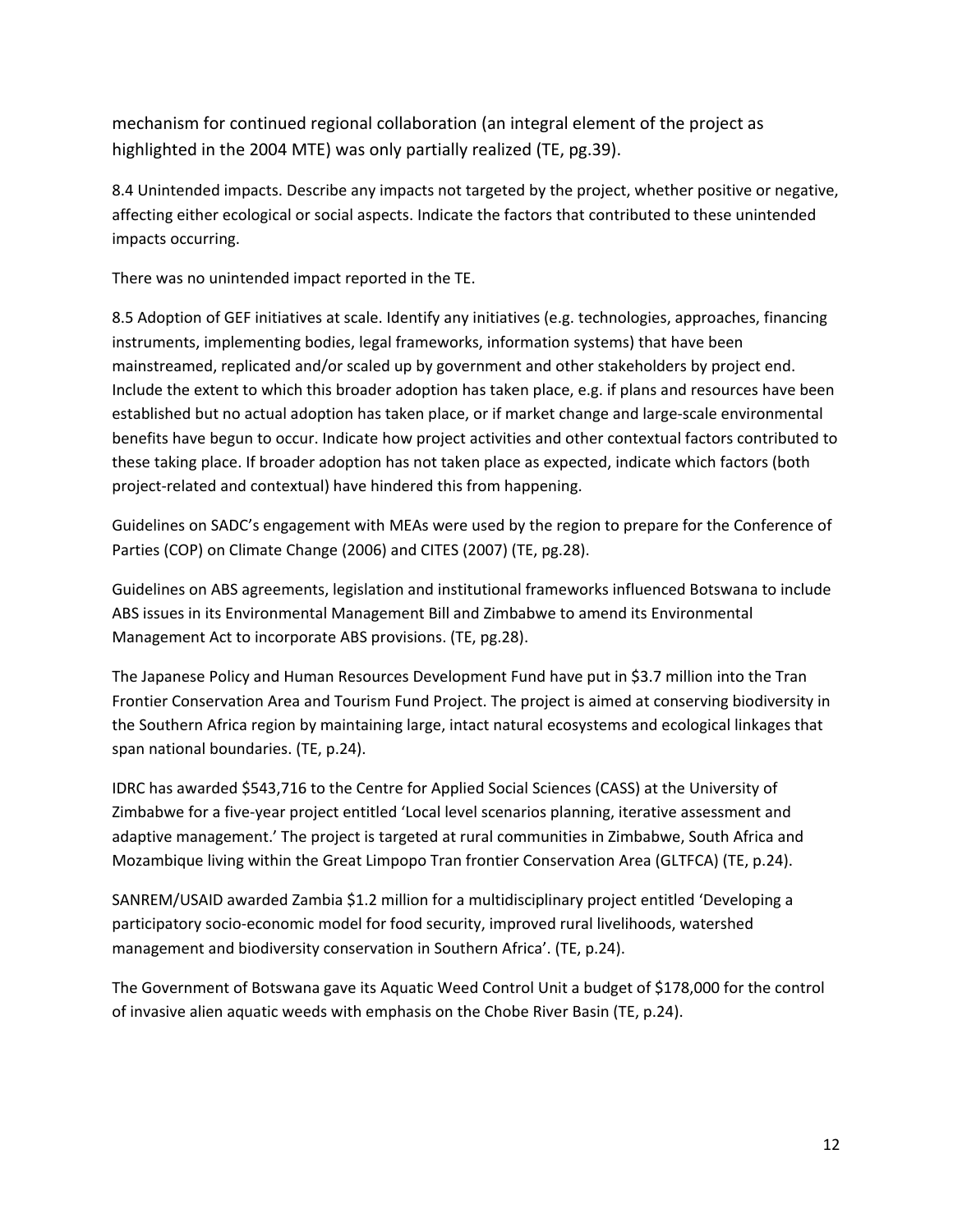mechanism for continued regional collaboration (an integral element of the project as highlighted in the 2004 MTE) was only partially realized (TE, pg.39).

8.4 Unintended impacts. Describe any impacts not targeted by the project, whether positive or negative, affecting either ecological or social aspects. Indicate the factors that contributed to these unintended impacts occurring.

There was no unintended impact reported in the TE.

8.5 Adoption of GEF initiatives at scale. Identify any initiatives (e.g. technologies, approaches, financing instruments, implementing bodies, legal frameworks, information systems) that have been mainstreamed, replicated and/or scaled up by government and other stakeholders by project end. Include the extent to which this broader adoption has taken place, e.g. if plans and resources have been established but no actual adoption has taken place, or if market change and large-scale environmental benefits have begun to occur. Indicate how project activities and other contextual factors contributed to these taking place. If broader adoption has not taken place as expected, indicate which factors (both project-related and contextual) have hindered this from happening.

Guidelines on SADC's engagement with MEAs were used by the region to prepare for the Conference of Parties (COP) on Climate Change (2006) and CITES (2007) (TE, pg.28).

Guidelines on ABS agreements, legislation and institutional frameworks influenced Botswana to include ABS issues in its Environmental Management Bill and Zimbabwe to amend its Environmental Management Act to incorporate ABS provisions. (TE, pg.28).

The Japanese Policy and Human Resources Development Fund have put in $3.7 million into the Tran Frontier Conservation Area and Tourism Fund Project. The project is aimed at conserving biodiversity in the Southern Africa region by maintaining large, intact natural ecosystems and ecological linkages that span national boundaries. (TE, p.24).

IDRC has awarded $543,716 to the Centre for Applied Social Sciences (CASS) at the University of Zimbabwe for a five-year project entitled 'Local level scenarios planning, iterative assessment and adaptive management.' The project is targeted at rural communities in Zimbabwe, South Africa and Mozambique living within the Great Limpopo Tran frontier Conservation Area (GLTFCA) (TE, p.24).

SANREM/USAID awarded Zambia $1.2 million for a multidisciplinary project entitled 'Developing a participatory socio-economic model for food security, improved rural livelihoods, watershed management and biodiversity conservation in Southern Africa'. (TE, p.24).

The Government of Botswana gave its Aquatic Weed Control Unit a budget of $178,000 for the control of invasive alien aquatic weeds with emphasis on the Chobe River Basin (TE, p.24).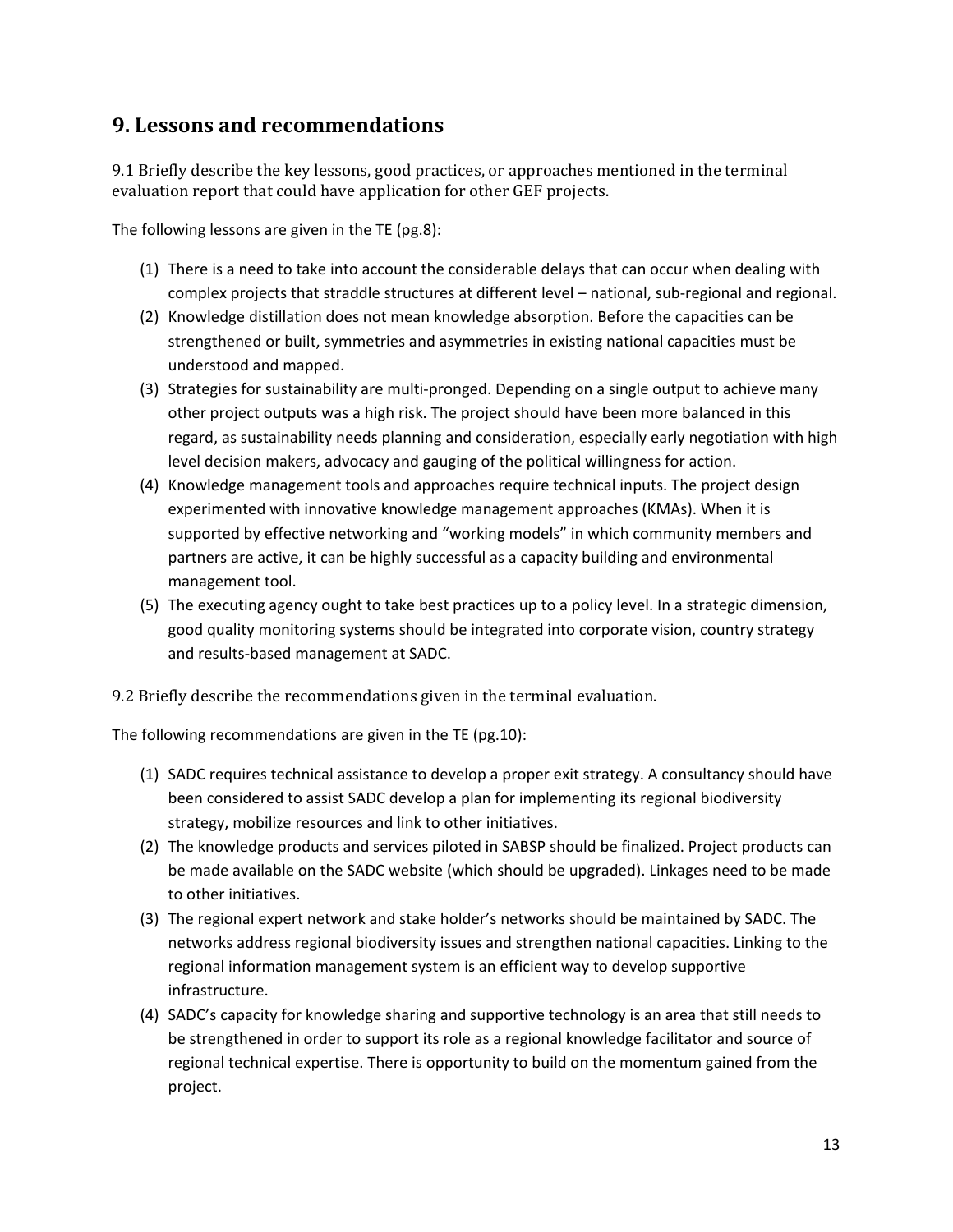## 9. Lessons and recommendations

9.1 Briefly describe the key lessons, good practices, or approaches mentioned in the terminal evaluation report that could have application for other GEF projects.

The following lessons are given in the TE (pg.8):

(1) There is a need to take into account the considerable delays that can occur when dealing with complex projects that straddle structures at different level – national, sub-regional and regional.

(2) Knowledge distillation does not mean knowledge absorption. Before the capacities can be strengthened or built, symmetries and asymmetries in existing national capacities must be understood and mapped.

(3) Strategies for sustainability are multi-pronged. Depending on a single output to achieve many other project outputs was a high risk. The project should have been more balanced in this regard, as sustainability needs planning and consideration, especially early negotiation with high level decision makers, advocacy and gauging of the political willingness for action.

(4) Knowledge management tools and approaches require technical inputs. The project design experimented with innovative knowledge management approaches (KMAs). When it is supported by effective networking and "working models" in which community members and partners are active, it can be highly successful as a capacity building and environmental management tool.

(5) The executing agency ought to take best practices up to a policy level. In a strategic dimension, good quality monitoring systems should be integrated into corporate vision, country strategy and results-based management at SADC.

9.2 Briefly describe the recommendations given in the terminal evaluation.

The following recommendations are given in the TE (pg.10):

(1) SADC requires technical assistance to develop a proper exit strategy. A consultancy should have been considered to assist SADC develop a plan for implementing its regional biodiversity strategy, mobilize resources and link to other initiatives.

(2) The knowledge products and services piloted in SABSP should be finalized. Project products can be made available on the SADC website (which should be upgraded). Linkages need to be made to other initiatives.

(3) The regional expert network and stake holder's networks should be maintained by SADC. The networks address regional biodiversity issues and strengthen national capacities. Linking to the regional information management system is an efficient way to develop supportive infrastructure.

(4) SADC's capacity for knowledge sharing and supportive technology is an area that still needs to be strengthened in order to support its role as a regional knowledge facilitator and source of regional technical expertise. There is opportunity to build on the momentum gained from the project.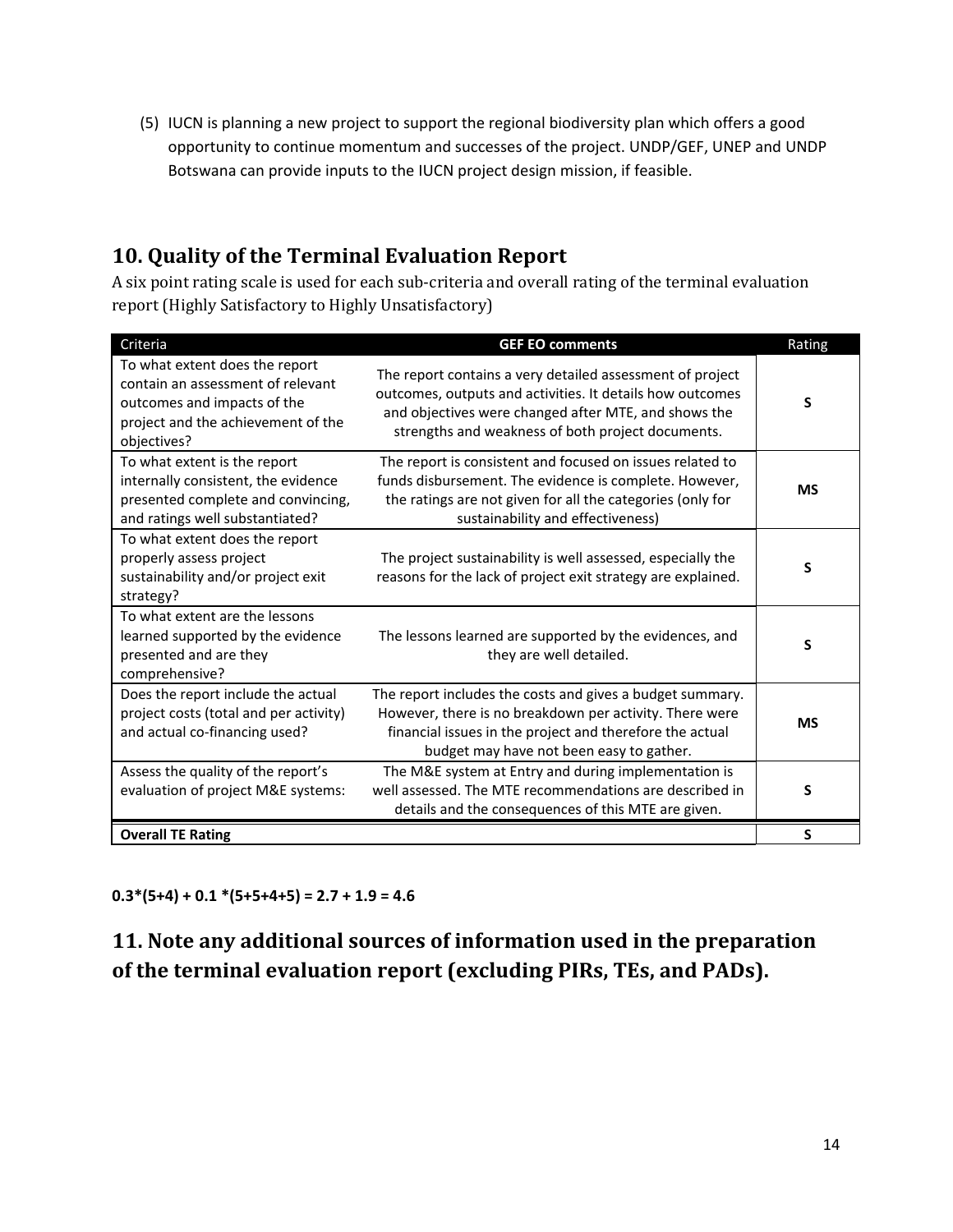(5) IUCN is planning a new project to support the regional biodiversity plan which offers a good opportunity to continue momentum and successes of the project. UNDP/GEF, UNEP and UNDP Botswana can provide inputs to the IUCN project design mission, if feasible.

## 10. Quality of the Terminal Evaluation Report

A six point rating scale is used for each sub-criteria and overall rating of the terminal evaluation report (Highly Satisfactory to Highly Unsatisfactory)

| Criteria | GEF EO comments | Rating |
|---|---|---|
| To what extent does the report contain an assessment of relevant outcomes and impacts of the project and the achievement of the objectives? | The report contains a very detailed assessment of project outcomes, outputs and activities. It details how outcomes and objectives were changed after MTE, and shows the strengths and weakness of both project documents. | **S** |
| To what extent is the report internally consistent, the evidence presented complete and convincing, and ratings well substantiated? | The report is consistent and focused on issues related to funds disbursement. The evidence is complete. However, the ratings are not given for all the categories (only for sustainability and effectiveness) | **MS** |
| To what extent does the report properly assess project sustainability and/or project exit strategy? | The project sustainability is well assessed, especially the reasons for the lack of project exit strategy are explained. | **S** |
| To what extent are the lessons learned supported by the evidence presented and are they comprehensive? | The lessons learned are supported by the evidences, and they are well detailed. | **S** |
| Does the report include the actual project costs (total and per activity) and actual co-financing used? | The report includes the costs and gives a budget summary. However, there is no breakdown per activity. There were financial issues in the project and therefore the actual budget may have not been easy to gather. | **MS** |
| Assess the quality of the report's evaluation of project M&E systems: | The M&E system at Entry and during implementation is well assessed. The MTE recommendations are described in details and the consequences of this MTE are given. | **S** |
| **Overall TE Rating** | | **S** |

**0.3*(5+4) + 0.1 *(5+5+4+5) = 2.7 + 1.9 = 4.6**

## 11. Note any additional sources of information used in the preparation of the terminal evaluation report (excluding PIRs, TEs, and PADs).